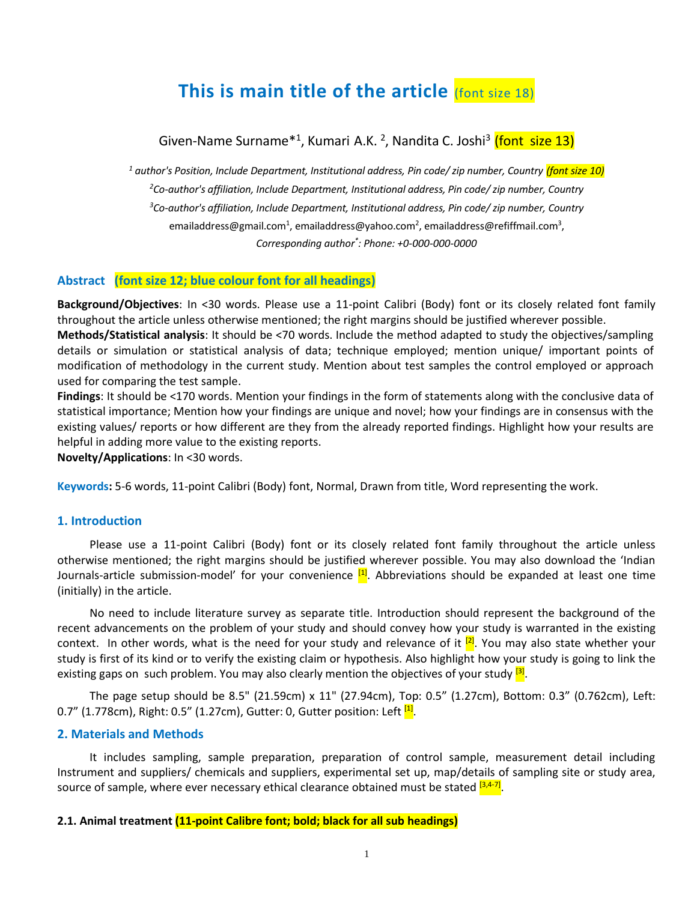# This is main title of the article (font size 18)

Given-Name Surname*[1], Kumari A.K. [2], Nandita C. Joshi[3] (font size 13)

*[1] author's Position, Include Department, Institutional address, Pin code/ zip number, Country (font size 10)*

*[2]Co-author's affiliation, Include Department, Institutional address, Pin code/ zip number, Country*

*[3]Co-author's affiliation, Include Department, Institutional address, Pin code/ zip number, Country*

emailaddress@gmail.com[1], emailaddress@yahoo.com[2], emailaddress@refiffmail.com[3],

*Corresponding author*: Phone: +0-000-000-0000*

## Abstract (font size 12; blue colour font for all headings)

**Background/Objectives**: In <30 words. Please use a 11-point Calibri (Body) font or its closely related font family throughout the article unless otherwise mentioned; the right margins should be justified wherever possible.

**Methods/Statistical analysis**: It should be <70 words. Include the method adapted to study the objectives/sampling details or simulation or statistical analysis of data; technique employed; mention unique/ important points of modification of methodology in the current study. Mention about test samples the control employed or approach used for comparing the test sample.

**Findings**: It should be <170 words. Mention your findings in the form of statements along with the conclusive data of statistical importance; Mention how your findings are unique and novel; how your findings are in consensus with the existing values/ reports or how different are they from the already reported findings. Highlight how your results are helpful in adding more value to the existing reports.

**Novelty/Applications**: In <30 words.

**Keywords:** 5-6 words, 11-point Calibri (Body) font, Normal, Drawn from title, Word representing the work.

## 1. Introduction

Please use a 11-point Calibri (Body) font or its closely related font family throughout the article unless otherwise mentioned; the right margins should be justified wherever possible. You may also download the 'Indian Journals-article submission-model' for your convenience [1]. Abbreviations should be expanded at least one time (initially) in the article.

No need to include literature survey as separate title. Introduction should represent the background of the recent advancements on the problem of your study and should convey how your study is warranted in the existing context. In other words, what is the need for your study and relevance of it [2]. You may also state whether your study is first of its kind or to verify the existing claim or hypothesis. Also highlight how your study is going to link the existing gaps on such problem. You may also clearly mention the objectives of your study [3].

The page setup should be 8.5" (21.59cm) x 11" (27.94cm), Top: 0.5" (1.27cm), Bottom: 0.3" (0.762cm), Left: 0.7" (1.778cm), Right: 0.5" (1.27cm), Gutter: 0, Gutter position: Left [1].

## 2. Materials and Methods

It includes sampling, sample preparation, preparation of control sample, measurement detail including Instrument and suppliers/ chemicals and suppliers, experimental set up, map/details of sampling site or study area, source of sample, where ever necessary ethical clearance obtained must be stated [3,4-7].

### 2.1. Animal treatment (11-point Calibre font; bold; black for all sub headings)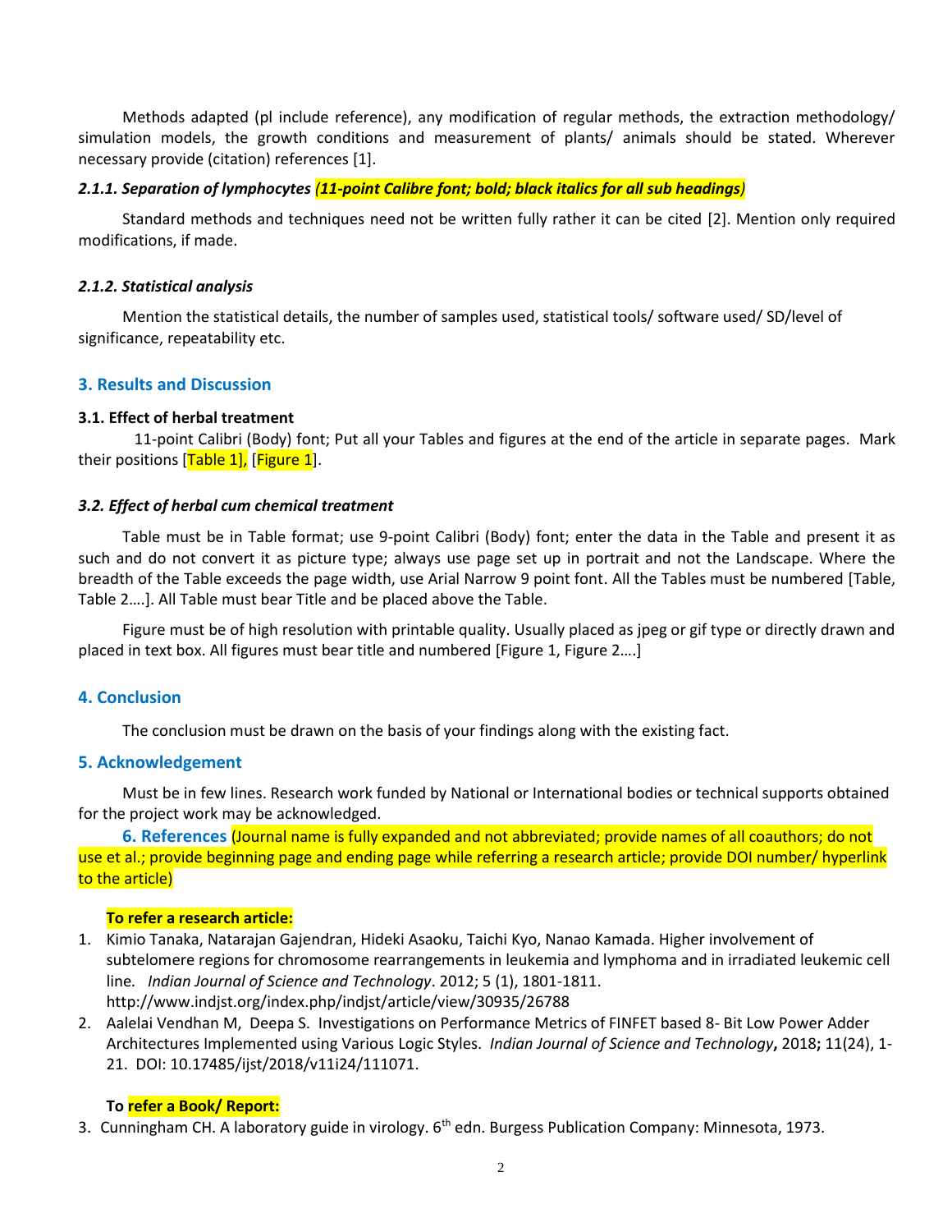Methods adapted (pl include reference), any modification of regular methods, the extraction methodology/ simulation models, the growth conditions and measurement of plants/ animals should be stated. Wherever necessary provide (citation) references [1].

#### ***2.1.1. Separation of lymphocytes*** ***(11-point Calibre font; bold; black italics for all sub headings)***

Standard methods and techniques need not be written fully rather it can be cited [2]. Mention only required modifications, if made.

#### ***2.1.2. Statistical analysis***

Mention the statistical details, the number of samples used, statistical tools/ software used/ SD/level of significance, repeatability etc.

## 3. Results and Discussion

### 3.1. Effect of herbal treatment

11-point Calibri (Body) font; Put all your Tables and figures at the end of the article in separate pages. Mark their positions [Table 1], [Figure 1].

### ***3.2. Effect of herbal cum chemical treatment***

Table must be in Table format; use 9-point Calibri (Body) font; enter the data in the Table and present it as such and do not convert it as picture type; always use page set up in portrait and not the Landscape. Where the breadth of the Table exceeds the page width, use Arial Narrow 9 point font. All the Tables must be numbered [Table, Table 2….]. All Table must bear Title and be placed above the Table.

Figure must be of high resolution with printable quality. Usually placed as jpeg or gif type or directly drawn and placed in text box. All figures must bear title and numbered [Figure 1, Figure 2….]

## 4. Conclusion

The conclusion must be drawn on the basis of your findings along with the existing fact.

## 5. Acknowledgement

Must be in few lines. Research work funded by National or International bodies or technical supports obtained for the project work may be acknowledged.

## 6. References

(Journal name is fully expanded and not abbreviated; provide names of all coauthors; do not use et al.; provide beginning page and ending page while referring a research article; provide DOI number/ hyperlink to the article)

**To refer a research article:**

1. Kimio Tanaka, Natarajan Gajendran, Hideki Asaoku, Taichi Kyo, Nanao Kamada. Higher involvement of subtelomere regions for chromosome rearrangements in leukemia and lymphoma and in irradiated leukemic cell line. *Indian Journal of Science and Technology*. 2012; 5 (1), 1801-1811. http://www.indjst.org/index.php/indjst/article/view/30935/26788
2. Aalelai Vendhan M, Deepa S. Investigations on Performance Metrics of FINFET based 8- Bit Low Power Adder Architectures Implemented using Various Logic Styles. *Indian Journal of Science and Technology***,** 2018**;** 11(24), 1-21. DOI: 10.17485/ijst/2018/v11i24/111071.

**To refer a Book/ Report:**

3. Cunningham CH. A laboratory guide in virology. 6$^{th}$ edn. Burgess Publication Company: Minnesota, 1973.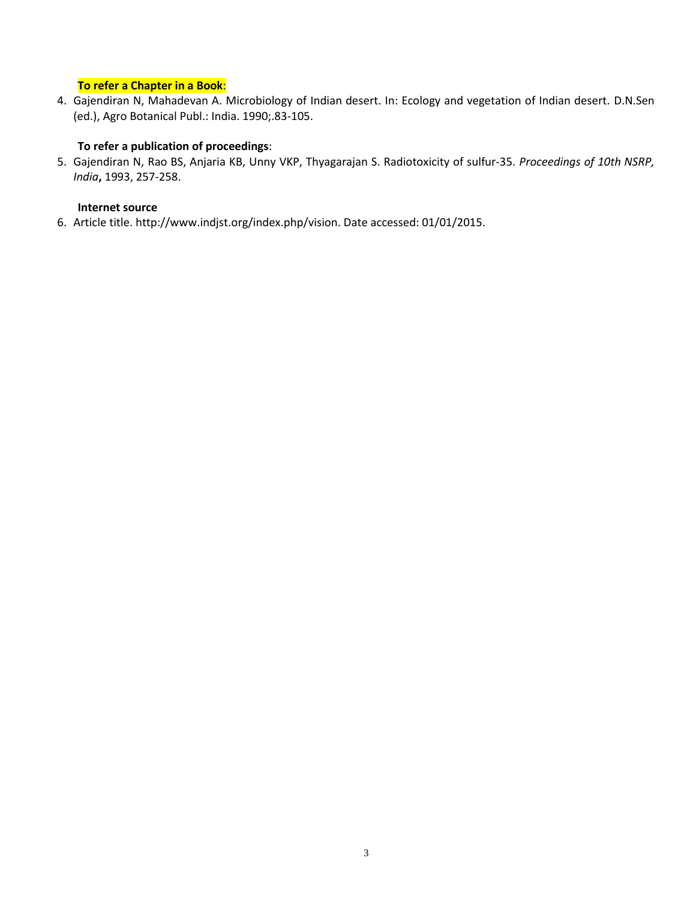**To refer a Chapter in a Book**:

4. Gajendiran N, Mahadevan A. Microbiology of Indian desert. In: Ecology and vegetation of Indian desert. D.N.Sen (ed.), Agro Botanical Publ.: India. 1990;.83-105.

**To refer a publication of proceedings**:

5. Gajendiran N, Rao BS, Anjaria KB, Unny VKP, Thyagarajan S. Radiotoxicity of sulfur-35. *Proceedings of 10th NSRP, India***,** 1993, 257-258.

**Internet source**

6. Article title. http://www.indjst.org/index.php/vision. Date accessed: 01/01/2015.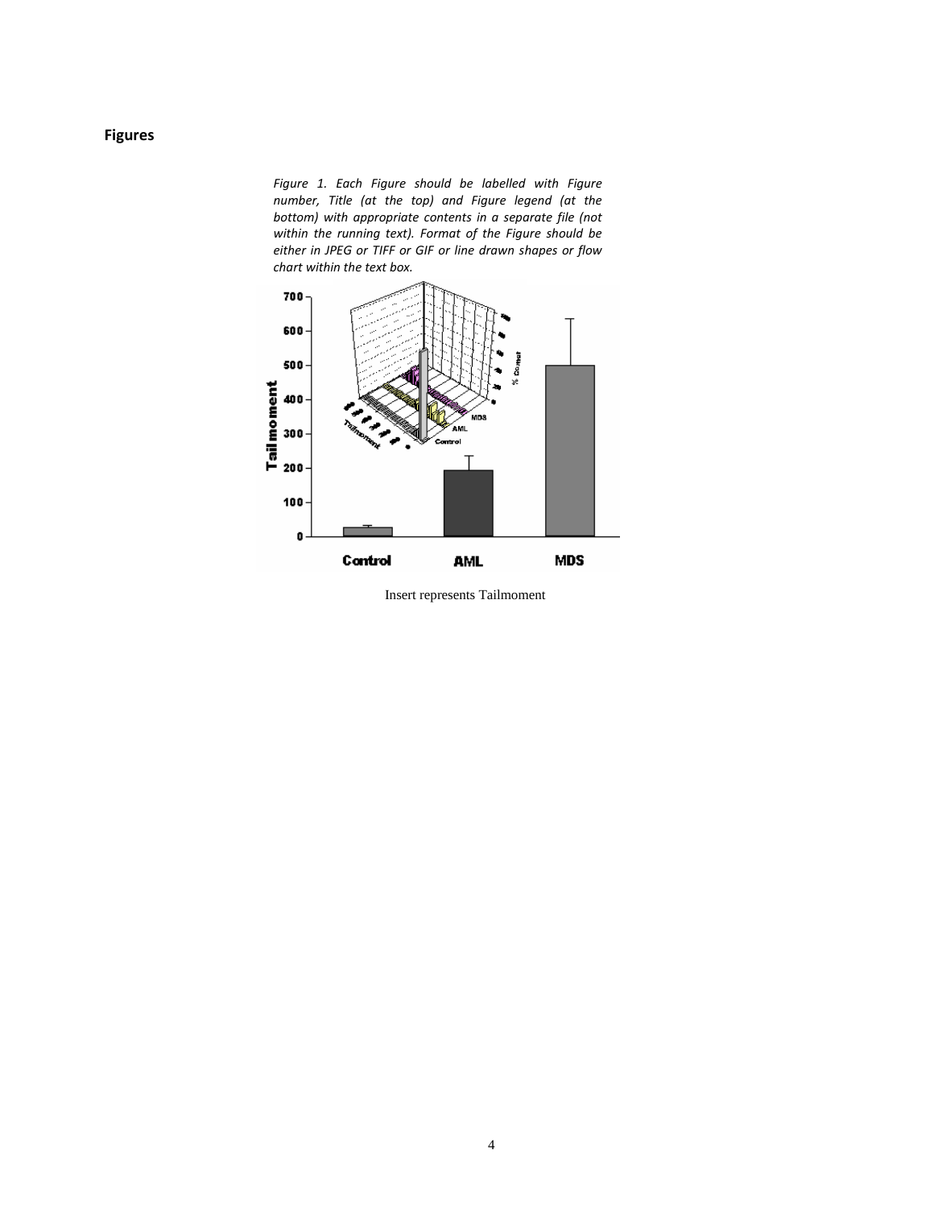## Figures

*Figure 1. Each Figure should be labelled with Figure number, Title (at the top) and Figure legend (at the bottom) with appropriate contents in a separate file (not within the running text). Format of the Figure should be either in JPEG or TIFF or GIF or line drawn shapes or flow chart within the text box.*

Insert represents Tailmoment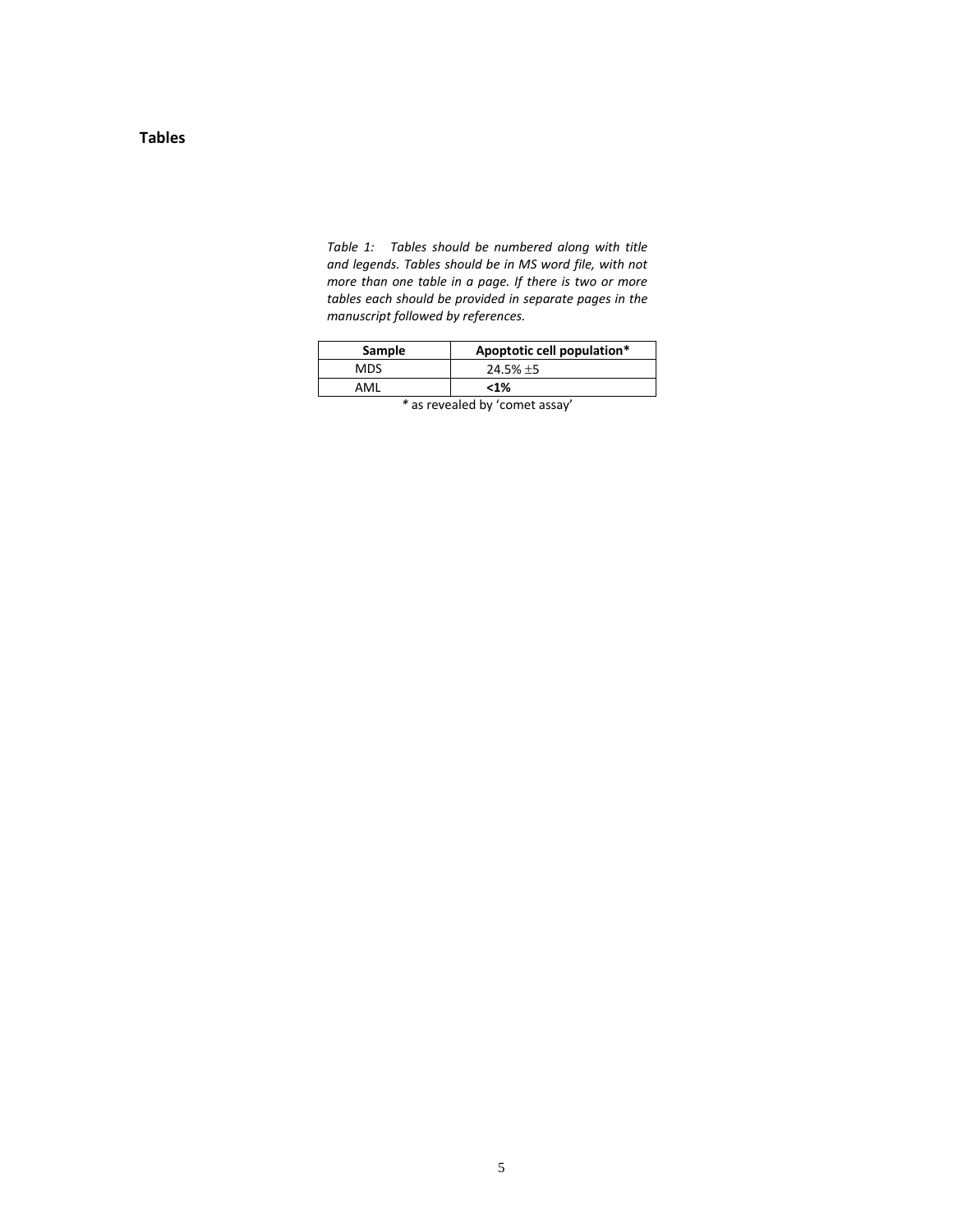## Tables

*Table 1: Tables should be numbered along with title and legends. Tables should be in MS word file, with not more than one table in a page. If there is two or more tables each should be provided in separate pages in the manuscript followed by references.*

| Sample | Apoptotic cell population* |
|---|---|
| MDS | 24.5% $\pm$5 |
| AML | **<1%** |

\* as revealed by 'comet assay'